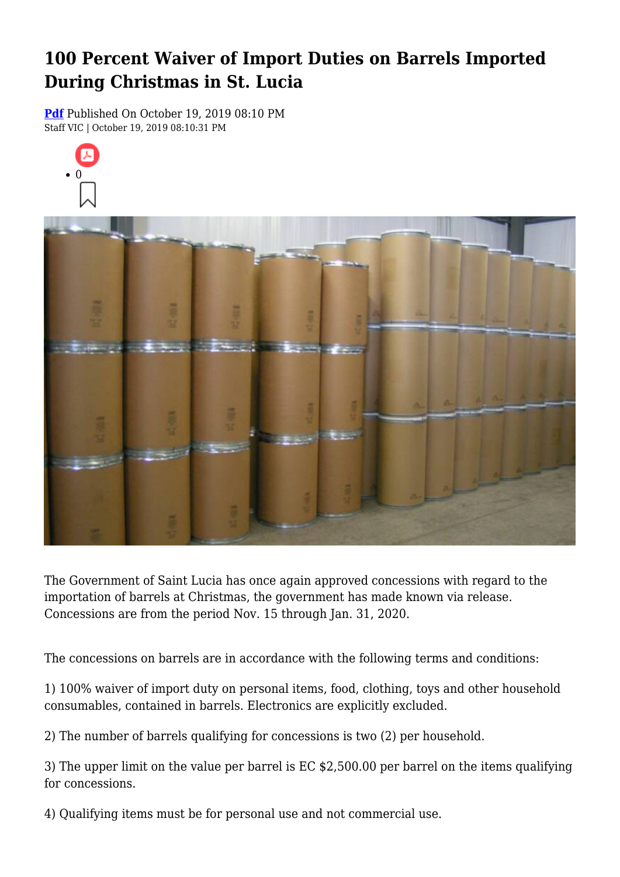# 100 Percent Waiver of Import Duties on Barrels Imported During Christmas in St. Lucia

**Pdf** Published On October 19, 2019 08:10 PM
Staff VIC | October 19, 2019 08:10:31 PM

- 0

The Government of Saint Lucia has once again approved concessions with regard to the importation of barrels at Christmas, the government has made known via release. Concessions are from the period Nov. 15 through Jan. 31, 2020.

The concessions on barrels are in accordance with the following terms and conditions:

1) 100% waiver of import duty on personal items, food, clothing, toys and other household consumables, contained in barrels. Electronics are explicitly excluded.

2) The number of barrels qualifying for concessions is two (2) per household.

3) The upper limit on the value per barrel is EC $2,500.00 per barrel on the items qualifying for concessions.

4) Qualifying items must be for personal use and not commercial use.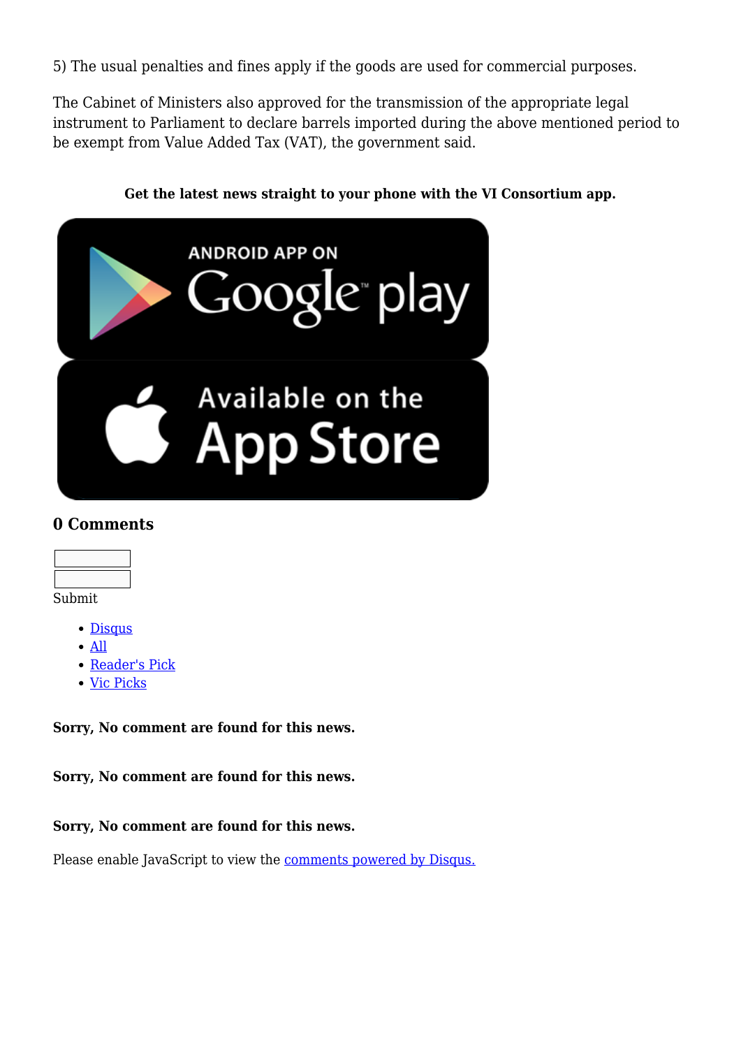5) The usual penalties and fines apply if the goods are used for commercial purposes.

The Cabinet of Ministers also approved for the transmission of the appropriate legal instrument to Parliament to declare barrels imported during the above mentioned period to be exempt from Value Added Tax (VAT), the government said.

**Get the latest news straight to your phone with the VI Consortium app.**

ANDROID APP ON Google play

Available on the App Store

### 0 Comments

Submit

- Disqus
- All
- Reader's Pick
- Vic Picks

**Sorry, No comment are found for this news.**

**Sorry, No comment are found for this news.**

**Sorry, No comment are found for this news.**

Please enable JavaScript to view the comments powered by Disqus.